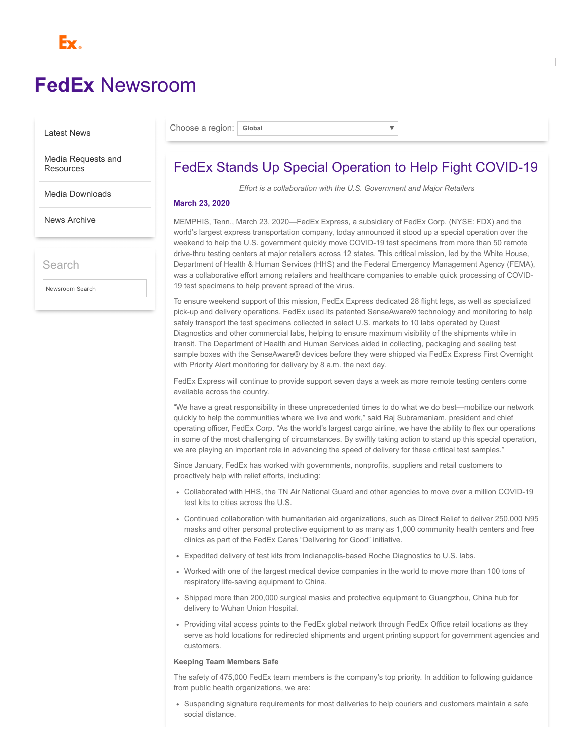# FedEx Newsroom

- Latest News
- Media Requests and Resources
- Media Downloads
- News Archive

Search

Newsroom Search

Choose a region: Global

## FedEx Stands Up Special Operation to Help Fight COVID-19

*Effort is a collaboration with the U.S. Government and Major Retailers*

**March 23, 2020**

MEMPHIS, Tenn., March 23, 2020—FedEx Express, a subsidiary of FedEx Corp. (NYSE: FDX) and the world's largest express transportation company, today announced it stood up a special operation over the weekend to help the U.S. government quickly move COVID-19 test specimens from more than 50 remote drive-thru testing centers at major retailers across 12 states. This critical mission, led by the White House, Department of Health & Human Services (HHS) and the Federal Emergency Management Agency (FEMA), was a collaborative effort among retailers and healthcare companies to enable quick processing of COVID-19 test specimens to help prevent spread of the virus.

To ensure weekend support of this mission, FedEx Express dedicated 28 flight legs, as well as specialized pick-up and delivery operations. FedEx used its patented SenseAware® technology and monitoring to help safely transport the test specimens collected in select U.S. markets to 10 labs operated by Quest Diagnostics and other commercial labs, helping to ensure maximum visibility of the shipments while in transit. The Department of Health and Human Services aided in collecting, packaging and sealing test sample boxes with the SenseAware® devices before they were shipped via FedEx Express First Overnight with Priority Alert monitoring for delivery by 8 a.m. the next day.

FedEx Express will continue to provide support seven days a week as more remote testing centers come available across the country.

"We have a great responsibility in these unprecedented times to do what we do best—mobilize our network quickly to help the communities where we live and work," said Raj Subramaniam, president and chief operating officer, FedEx Corp. "As the world's largest cargo airline, we have the ability to flex our operations in some of the most challenging of circumstances. By swiftly taking action to stand up this special operation, we are playing an important role in advancing the speed of delivery for these critical test samples."

Since January, FedEx has worked with governments, nonprofits, suppliers and retail customers to proactively help with relief efforts, including:

- Collaborated with HHS, the TN Air National Guard and other agencies to move over a million COVID-19 test kits to cities across the U.S.
- Continued collaboration with humanitarian aid organizations, such as Direct Relief to deliver 250,000 N95 masks and other personal protective equipment to as many as 1,000 community health centers and free clinics as part of the FedEx Cares "Delivering for Good" initiative.
- Expedited delivery of test kits from Indianapolis-based Roche Diagnostics to U.S. labs.
- Worked with one of the largest medical device companies in the world to move more than 100 tons of respiratory life-saving equipment to China.
- Shipped more than 200,000 surgical masks and protective equipment to Guangzhou, China hub for delivery to Wuhan Union Hospital.
- Providing vital access points to the FedEx global network through FedEx Office retail locations as they serve as hold locations for redirected shipments and urgent printing support for government agencies and customers.

**Keeping Team Members Safe**

The safety of 475,000 FedEx team members is the company's top priority. In addition to following guidance from public health organizations, we are:

- Suspending signature requirements for most deliveries to help couriers and customers maintain a safe social distance.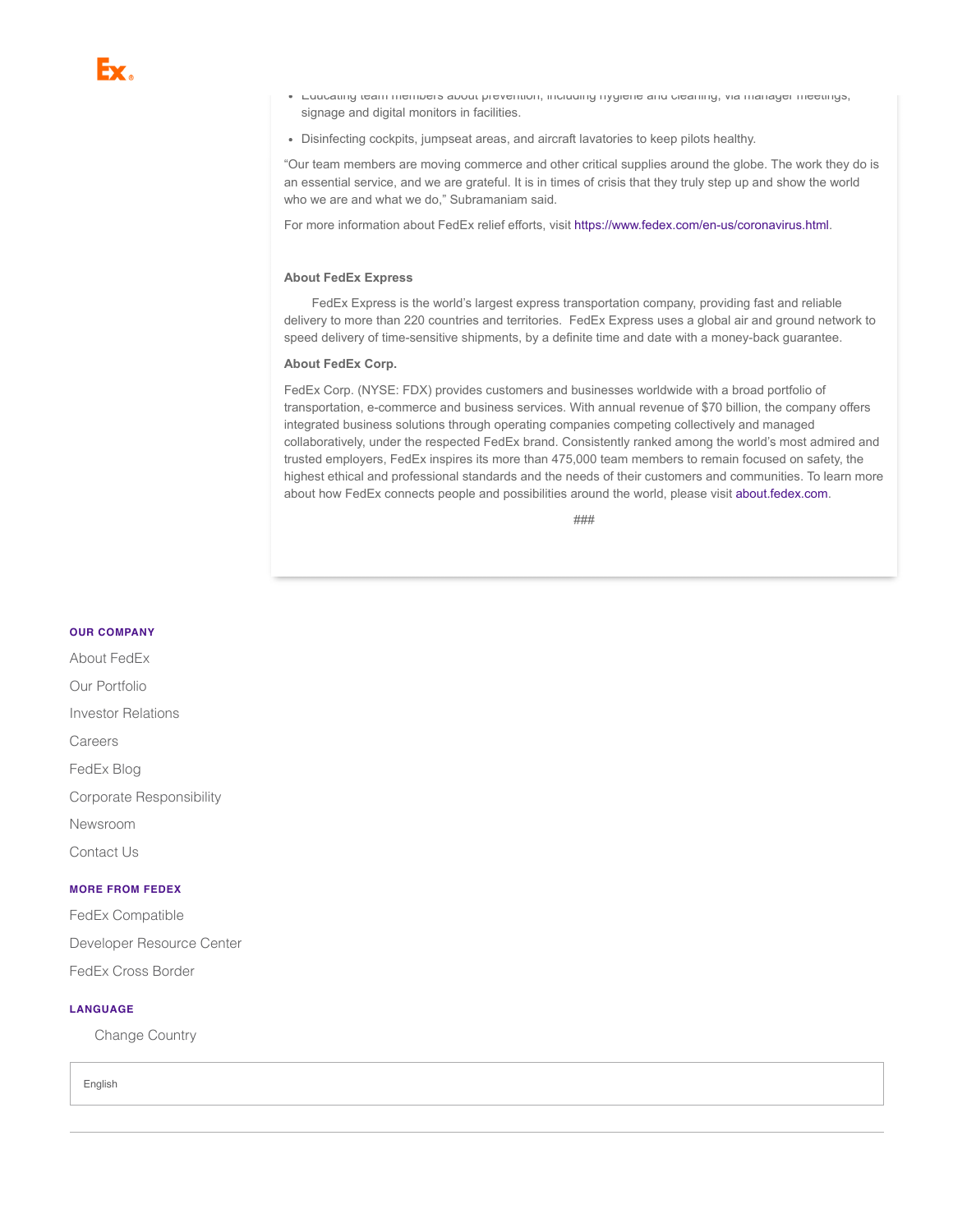- Educating team members about prevention, including hygiene and cleaning, via manager meetings, signage and digital monitors in facilities.
- Disinfecting cockpits, jumpseat areas, and aircraft lavatories to keep pilots healthy.

"Our team members are moving commerce and other critical supplies around the globe. The work they do is an essential service, and we are grateful. It is in times of crisis that they truly step up and show the world who we are and what we do," Subramaniam said.

For more information about FedEx relief efforts, visit https://www.fedex.com/en-us/coronavirus.html.

**About FedEx Express**

FedEx Express is the world's largest express transportation company, providing fast and reliable delivery to more than 220 countries and territories. FedEx Express uses a global air and ground network to speed delivery of time-sensitive shipments, by a definite time and date with a money-back guarantee.

**About FedEx Corp.**

FedEx Corp. (NYSE: FDX) provides customers and businesses worldwide with a broad portfolio of transportation, e-commerce and business services. With annual revenue of $70 billion, the company offers integrated business solutions through operating companies competing collectively and managed collaboratively, under the respected FedEx brand. Consistently ranked among the world's most admired and trusted employers, FedEx inspires its more than 475,000 team members to remain focused on safety, the highest ethical and professional standards and the needs of their customers and communities. To learn more about how FedEx connects people and possibilities around the world, please visit about.fedex.com.

###

**OUR COMPANY**

About FedEx

Our Portfolio

Investor Relations

Careers

FedEx Blog

Corporate Responsibility

Newsroom

Contact Us

**MORE FROM FEDEX**

FedEx Compatible

Developer Resource Center

FedEx Cross Border

**LANGUAGE**

Change Country

English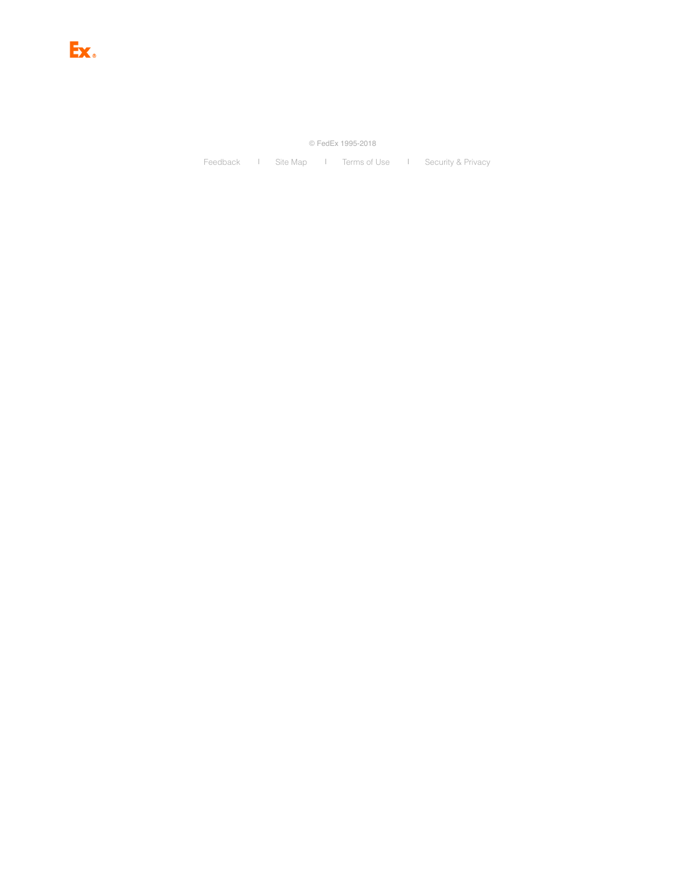Ex

© FedEx 1995-2018

Feedback | Site Map | Terms of Use | Security & Privacy